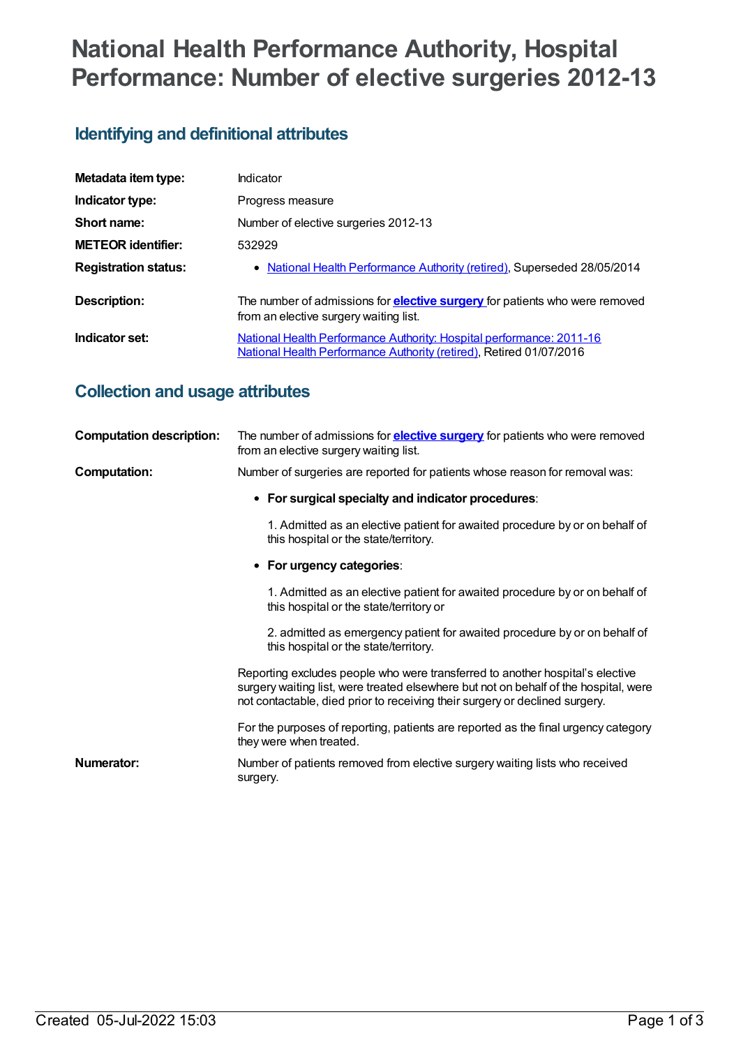# National Health Performance Authority, Hospital Performance: Number of elective surgeries 2012-13

## Identifying and definitional attributes

| | |
|---|---|
| **Metadata item type:** | Indicator |
| **Indicator type:** | Progress measure |
| **Short name:** | Number of elective surgeries 2012-13 |
| **METEOR identifier:** | 532929 |
| **Registration status:** | • National Health Performance Authority (retired), Superseded 28/05/2014 |
| **Description:** | The number of admissions for **elective surgery** for patients who were removed from an elective surgery waiting list. |
| **Indicator set:** | National Health Performance Authority: Hospital performance: 2011-16<br>National Health Performance Authority (retired), Retired 01/07/2016 |

## Collection and usage attributes

**Computation description:** The number of admissions for **elective surgery** for patients who were removed from an elective surgery waiting list.

**Computation:** Number of surgeries are reported for patients whose reason for removal was:

- **For surgical specialty and indicator procedures**:

  1. Admitted as an elective patient for awaited procedure by or on behalf of this hospital or the state/territory.

- **For urgency categories**:

  1. Admitted as an elective patient for awaited procedure by or on behalf of this hospital or the state/territory or

  2. admitted as emergency patient for awaited procedure by or on behalf of this hospital or the state/territory.

Reporting excludes people who were transferred to another hospital's elective surgery waiting list, were treated elsewhere but not on behalf of the hospital, were not contactable, died prior to receiving their surgery or declined surgery.

For the purposes of reporting, patients are reported as the final urgency category they were when treated.

**Numerator:** Number of patients removed from elective surgery waiting lists who received surgery.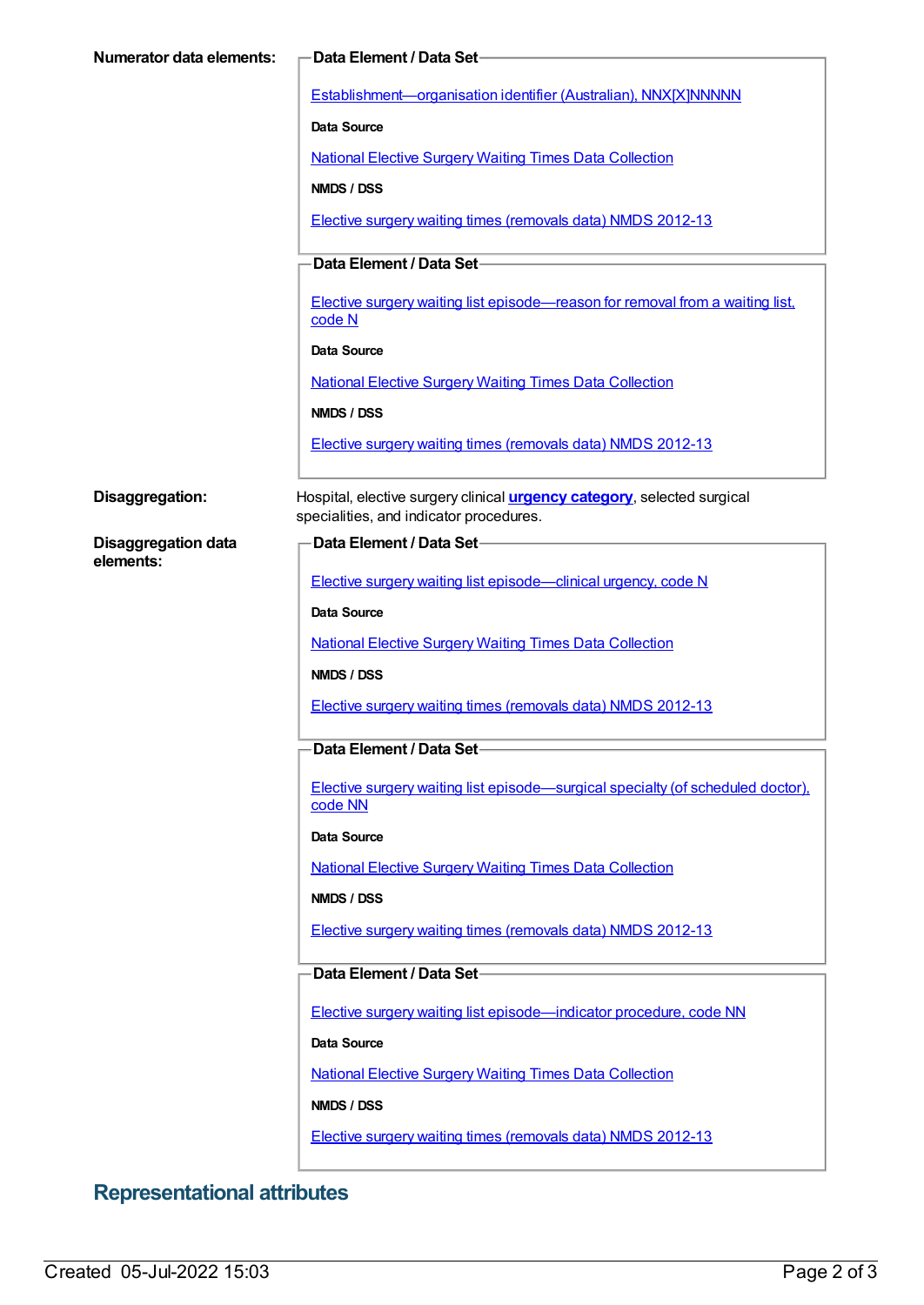**Numerator data elements:**

**Data Element / Data Set**

Establishment—organisation identifier (Australian), NNX[X]NNNNN

**Data Source**

National Elective Surgery Waiting Times Data Collection

**NMDS / DSS**

Elective surgery waiting times (removals data) NMDS 2012-13

**Data Element / Data Set**

Elective surgery waiting list episode—reason for removal from a waiting list, code N

**Data Source**

National Elective Surgery Waiting Times Data Collection

**NMDS / DSS**

Elective surgery waiting times (removals data) NMDS 2012-13

**Disaggregation:** Hospital, elective surgery clinical **urgency category**, selected surgical specialities, and indicator procedures.

**Disaggregation data elements:**

**Data Element / Data Set**

Elective surgery waiting list episode—clinical urgency, code N

**Data Source**

National Elective Surgery Waiting Times Data Collection

**NMDS / DSS**

Elective surgery waiting times (removals data) NMDS 2012-13

**Data Element / Data Set**

Elective surgery waiting list episode—surgical specialty (of scheduled doctor), code NN

**Data Source**

National Elective Surgery Waiting Times Data Collection

**NMDS / DSS**

Elective surgery waiting times (removals data) NMDS 2012-13

**Data Element / Data Set**

Elective surgery waiting list episode—indicator procedure, code NN

**Data Source**

National Elective Surgery Waiting Times Data Collection

**NMDS / DSS**

Elective surgery waiting times (removals data) NMDS 2012-13

## Representational attributes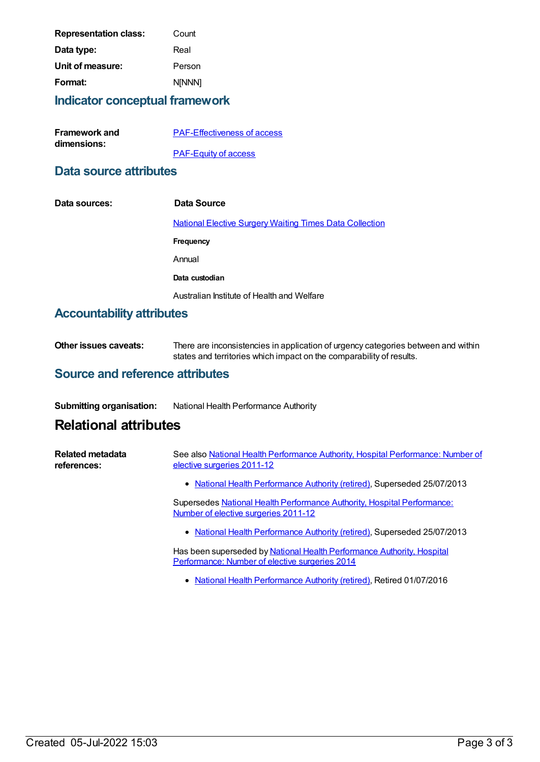**Representation class:** Count

**Data type:** Real

**Unit of measure:** Person

**Format:** N[NNN]

## Indicator conceptual framework

**Framework and dimensions:**

PAF-Effectiveness of access

PAF-Equity of access

## Data source attributes

**Data sources:**

**Data Source**

National Elective Surgery Waiting Times Data Collection

**Frequency**

Annual

**Data custodian**

Australian Institute of Health and Welfare

## Accountability attributes

**Other issues caveats:** There are inconsistencies in application of urgency categories between and within states and territories which impact on the comparability of results.

## Source and reference attributes

**Submitting organisation:** National Health Performance Authority

# Relational attributes

**Related metadata references:**

See also National Health Performance Authority, Hospital Performance: Number of elective surgeries 2011-12

- National Health Performance Authority (retired), Superseded 25/07/2013

Supersedes National Health Performance Authority, Hospital Performance: Number of elective surgeries 2011-12

- National Health Performance Authority (retired), Superseded 25/07/2013

Has been superseded by National Health Performance Authority, Hospital Performance: Number of elective surgeries 2014

- National Health Performance Authority (retired), Retired 01/07/2016